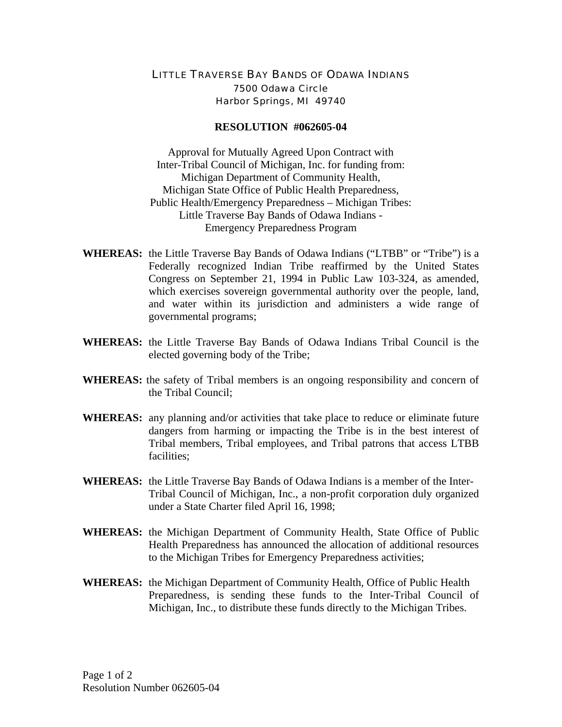LITTLE TRAVERSE BAY BANDS OF ODAWA INDIANS
7500 Odawa Circle
Harbor Springs, MI 49740

# RESOLUTION #062605-04

Approval for Mutually Agreed Upon Contract with
Inter-Tribal Council of Michigan, Inc. for funding from:
Michigan Department of Community Health,
Michigan State Office of Public Health Preparedness,
Public Health/Emergency Preparedness – Michigan Tribes:
Little Traverse Bay Bands of Odawa Indians -
Emergency Preparedness Program

**WHEREAS:** the Little Traverse Bay Bands of Odawa Indians ("LTBB" or "Tribe") is a Federally recognized Indian Tribe reaffirmed by the United States Congress on September 21, 1994 in Public Law 103-324, as amended, which exercises sovereign governmental authority over the people, land, and water within its jurisdiction and administers a wide range of governmental programs;

**WHEREAS:** the Little Traverse Bay Bands of Odawa Indians Tribal Council is the elected governing body of the Tribe;

**WHEREAS:** the safety of Tribal members is an ongoing responsibility and concern of the Tribal Council;

**WHEREAS:** any planning and/or activities that take place to reduce or eliminate future dangers from harming or impacting the Tribe is in the best interest of Tribal members, Tribal employees, and Tribal patrons that access LTBB facilities;

**WHEREAS:** the Little Traverse Bay Bands of Odawa Indians is a member of the Inter-Tribal Council of Michigan, Inc., a non-profit corporation duly organized under a State Charter filed April 16, 1998;

**WHEREAS:** the Michigan Department of Community Health, State Office of Public Health Preparedness has announced the allocation of additional resources to the Michigan Tribes for Emergency Preparedness activities;

**WHEREAS:** the Michigan Department of Community Health, Office of Public Health Preparedness, is sending these funds to the Inter-Tribal Council of Michigan, Inc., to distribute these funds directly to the Michigan Tribes.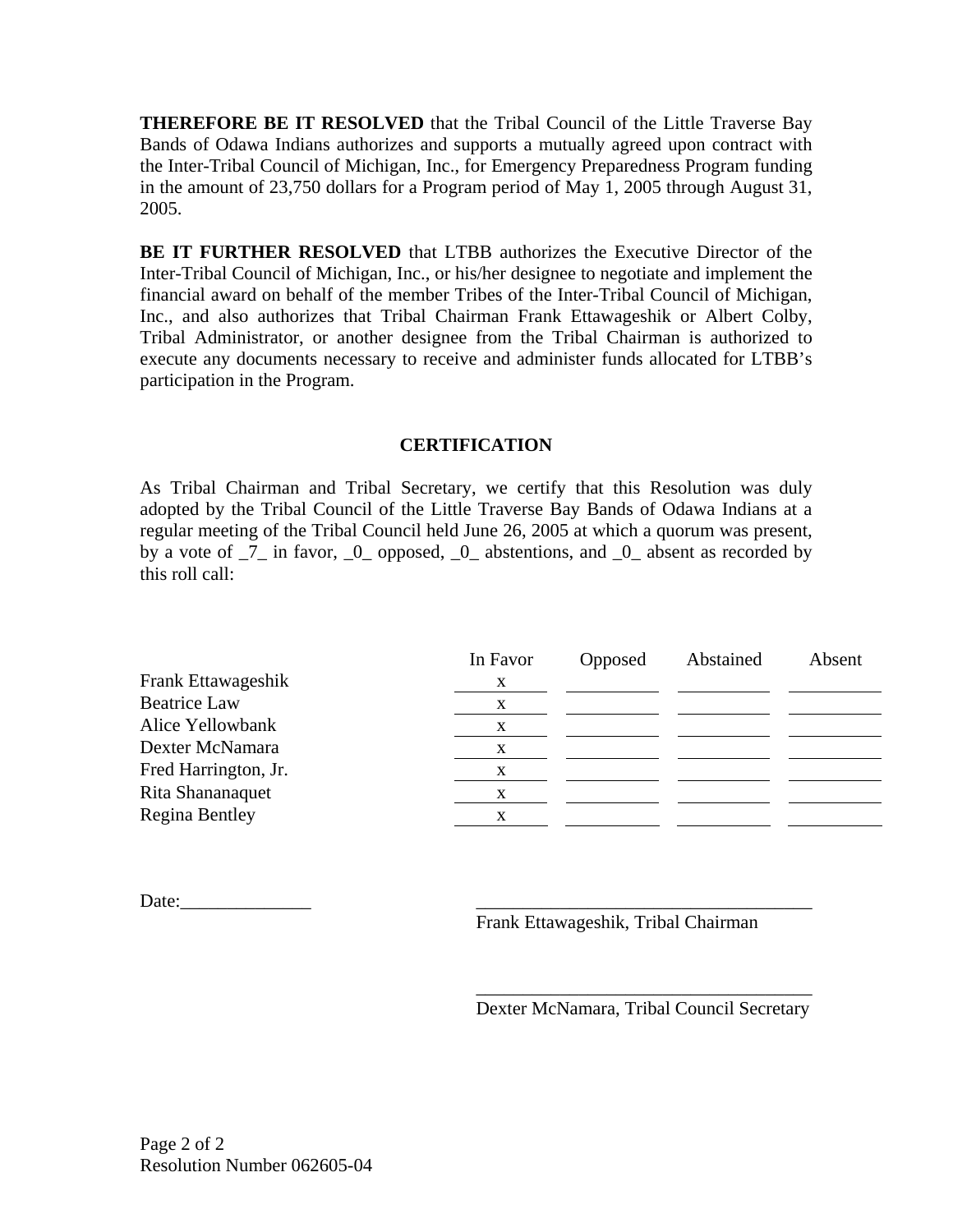**THEREFORE BE IT RESOLVED** that the Tribal Council of the Little Traverse Bay Bands of Odawa Indians authorizes and supports a mutually agreed upon contract with the Inter-Tribal Council of Michigan, Inc., for Emergency Preparedness Program funding in the amount of 23,750 dollars for a Program period of May 1, 2005 through August 31, 2005.

**BE IT FURTHER RESOLVED** that LTBB authorizes the Executive Director of the Inter-Tribal Council of Michigan, Inc., or his/her designee to negotiate and implement the financial award on behalf of the member Tribes of the Inter-Tribal Council of Michigan, Inc., and also authorizes that Tribal Chairman Frank Ettawageshik or Albert Colby, Tribal Administrator, or another designee from the Tribal Chairman is authorized to execute any documents necessary to receive and administer funds allocated for LTBB's participation in the Program.

## CERTIFICATION

As Tribal Chairman and Tribal Secretary, we certify that this Resolution was duly adopted by the Tribal Council of the Little Traverse Bay Bands of Odawa Indians at a regular meeting of the Tribal Council held June 26, 2005 at which a quorum was present, by a vote of _7_ in favor, _0_ opposed, _0_ abstentions, and _0_ absent as recorded by this roll call:

| | In Favor | Opposed | Abstained | Absent |
|---|---|---|---|---|
| Frank Ettawageshik | x | | | |
| Beatrice Law | x | | | |
| Alice Yellowbank | x | | | |
| Dexter McNamara | x | | | |
| Fred Harrington, Jr. | x | | | |
| Rita Shananaquet | x | | | |
| Regina Bentley | x | | | |

Date:______________

___________________________________
Frank Ettawageshik, Tribal Chairman

___________________________________
Dexter McNamara, Tribal Council Secretary

Resolution Number 062605-04